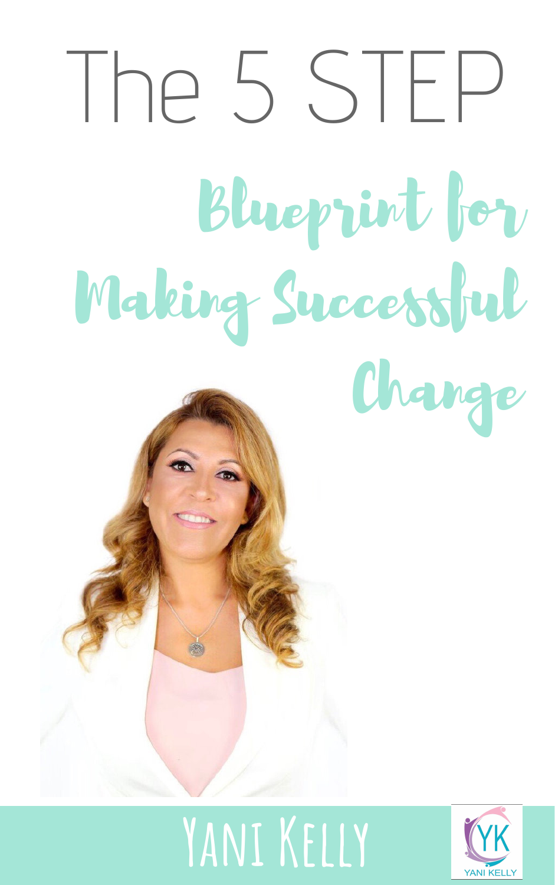# The 5 STEP Blueprint for Making Successful Change

**Yani Kelly**

YK
YANI KELLY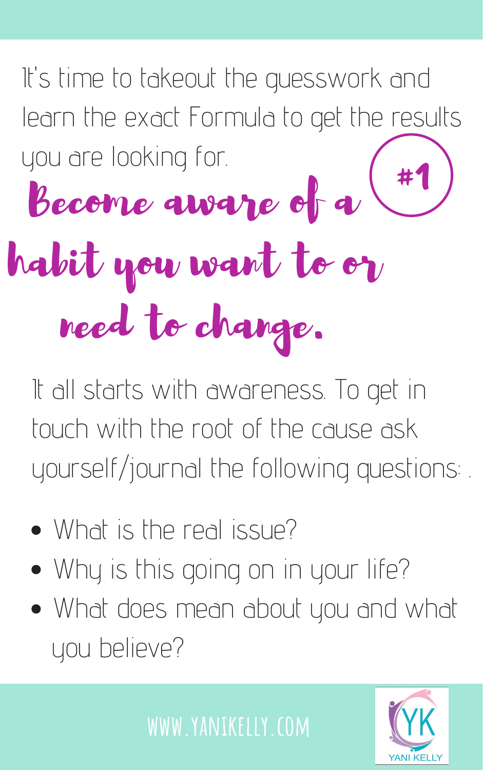It's time to takeout the guesswork and learn the exact Formula to get the results you are looking for.

#1

## Become aware of a habit you want to or need to change.

It all starts with awareness. To get in touch with the root of the cause ask yourself/journal the following questions: .

- What is the real issue?
- Why is this going on in your life?
- What does mean about you and what you believe?

WWW.YANIKELLY.COM

YK YANI KELLY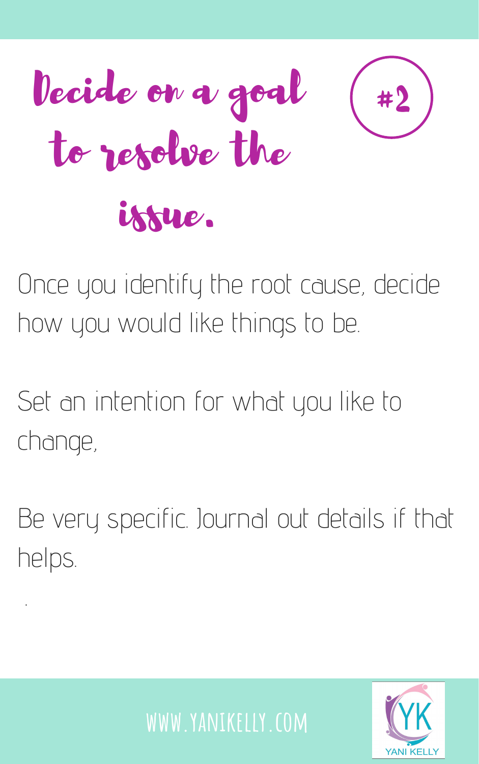# Decide on a goal to resolve the issue.

#2

Once you identify the root cause, decide how you would like things to be.

Set an intention for what you like to change,

Be very specific. Journal out details if that helps.

.

WWW.YANIKELLY.COM

YANI KELLY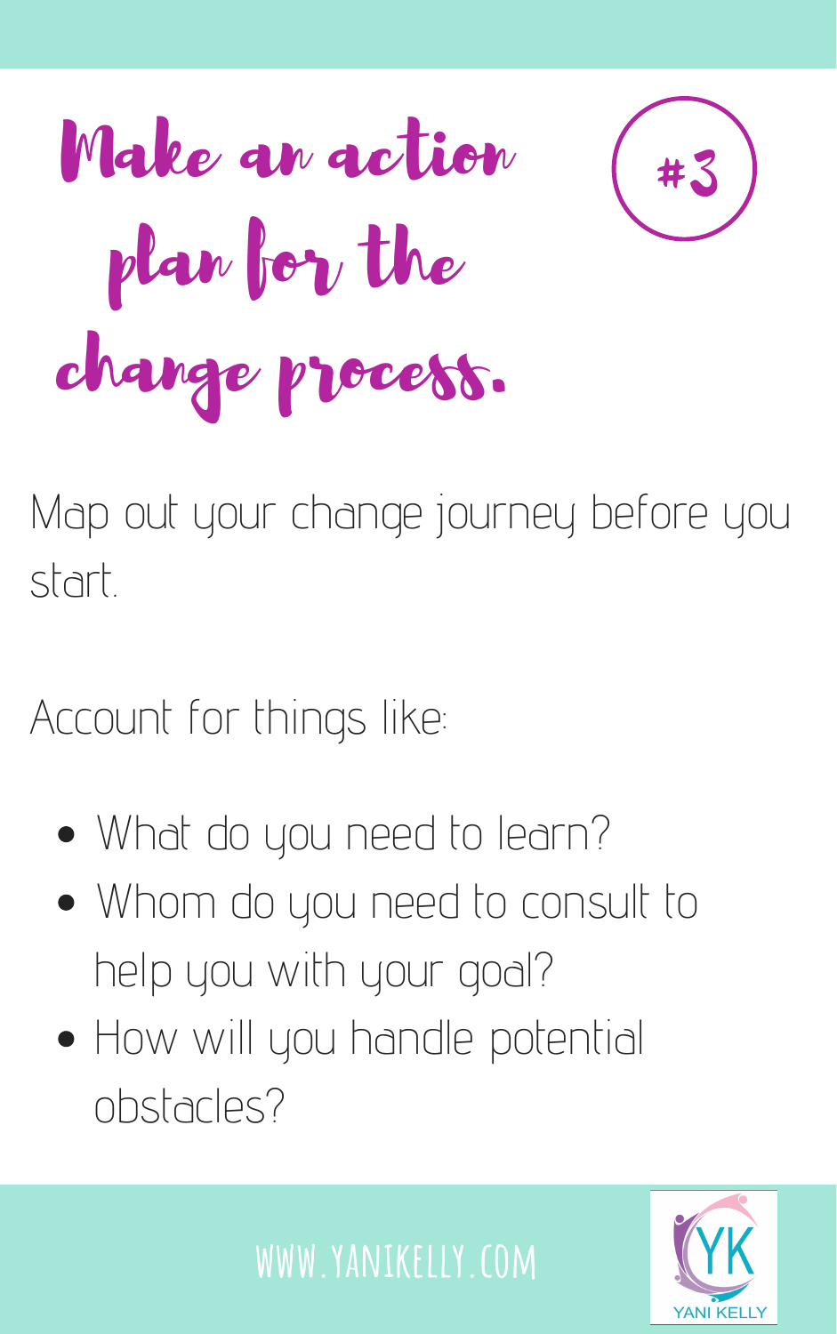# Make an action plan for the change process.

#3

Map out your change journey before you start.

Account for things like:

- What do you need to learn?
- Whom do you need to consult to help you with your goal?
- How will you handle potential obstacles?

WWW.YANIKELLY.COM

YANI KELLY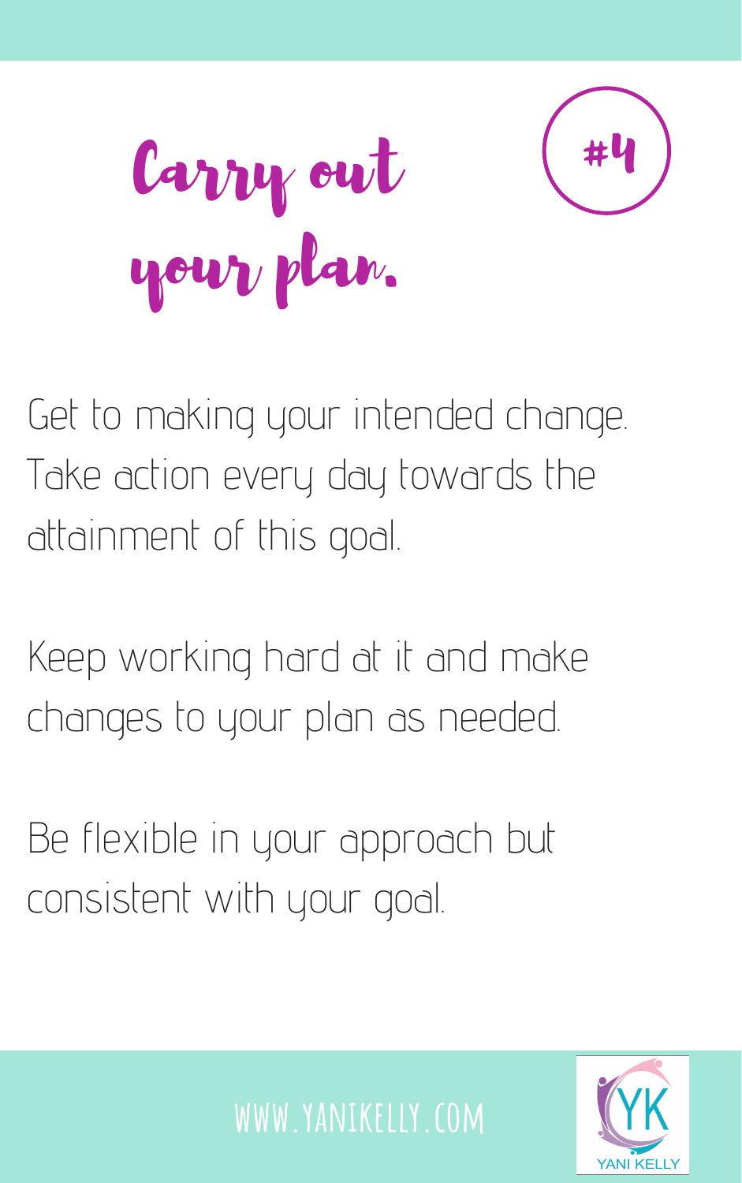# Carry out your plan.

#4

Get to making your intended change. Take action every day towards the attainment of this goal.

Keep working hard at it and make changes to your plan as needed.

Be flexible in your approach but consistent with your goal.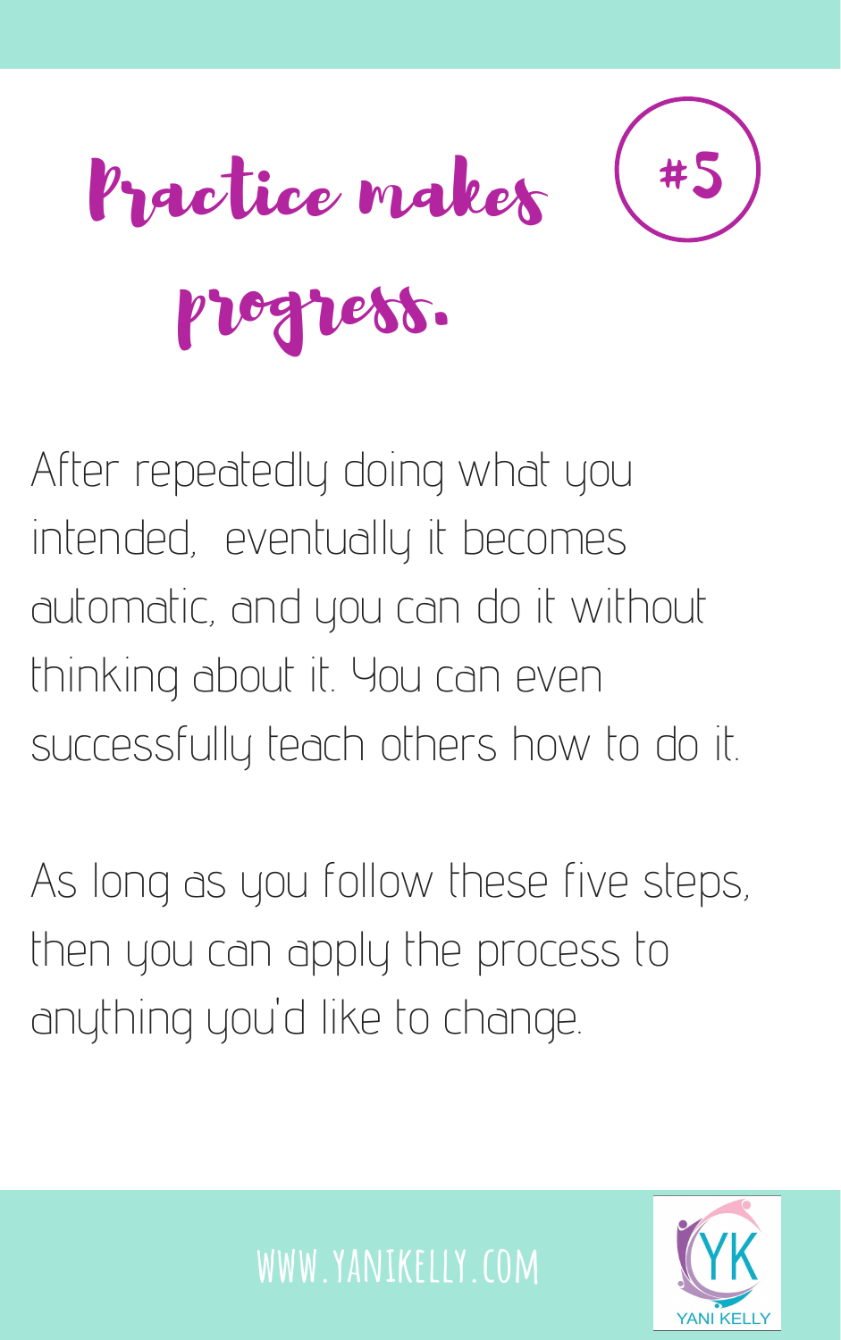# Practice makes progress.

#5

After repeatedly doing what you intended, eventually it becomes automatic, and you can do it without thinking about it. You can even successfully teach others how to do it.

As long as you follow these five steps, then you can apply the process to anything you'd like to change.

WWW.YANIKELLY.COM

YK
YANI KELLY